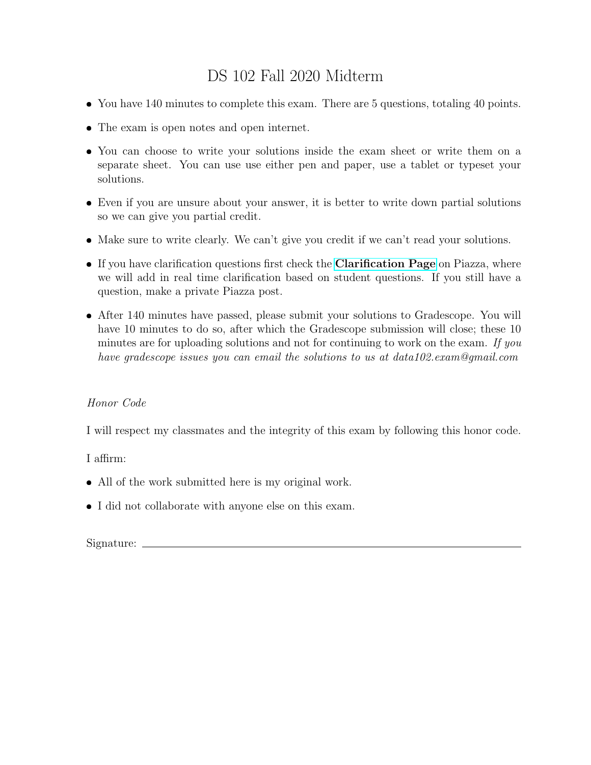# DS 102 Fall 2020 Midterm

- You have 140 minutes to complete this exam. There are 5 questions, totaling 40 points.
- The exam is open notes and open internet.
- You can choose to write your solutions inside the exam sheet or write them on a separate sheet. You can use use either pen and paper, use a tablet or typeset your solutions.
- Even if you are unsure about your answer, it is better to write down partial solutions so we can give you partial credit.
- Make sure to write clearly. We can't give you credit if we can't read your solutions.
- If you have clarification questions first check the **Clarification Page** on Piazza, where we will add in real time clarification based on student questions. If you still have a question, make a private Piazza post.
- After 140 minutes have passed, please submit your solutions to Gradescope. You will have 10 minutes to do so, after which the Gradescope submission will close; these 10 minutes are for uploading solutions and not for continuing to work on the exam. *If you have gradescope issues you can email the solutions to us at data102.exam@gmail.com*

*Honor Code*

I will respect my classmates and the integrity of this exam by following this honor code.

I affirm:

- All of the work submitted here is my original work.
- I did not collaborate with anyone else on this exam.

Signature: ______________________________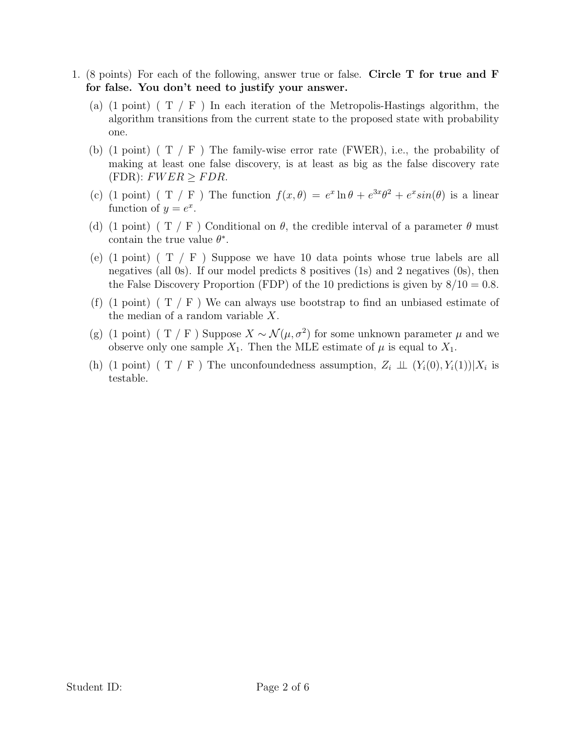1. (8 points) For each of the following, answer true or false. **Circle T for true and F for false. You don't need to justify your answer.**

   (a) (1 point) ( T / F ) In each iteration of the Metropolis-Hastings algorithm, the algorithm transitions from the current state to the proposed state with probability one.

   (b) (1 point) ( T / F ) The family-wise error rate (FWER), i.e., the probability of making at least one false discovery, is at least as big as the false discovery rate (FDR): $FWER \geq FDR$.

   (c) (1 point) ( T / F ) The function $f(x, \theta) = e^x \ln \theta + e^{3x}\theta^2 + e^x sin(\theta)$ is a linear function of $y = e^x$.

   (d) (1 point) ( T / F ) Conditional on $\theta$, the credible interval of a parameter $\theta$ must contain the true value $\theta^*$.

   (e) (1 point) ( T / F ) Suppose we have 10 data points whose true labels are all negatives (all 0s). If our model predicts 8 positives (1s) and 2 negatives (0s), then the False Discovery Proportion (FDP) of the 10 predictions is given by $8/10 = 0.8$.

   (f) (1 point) ( T / F ) We can always use bootstrap to find an unbiased estimate of the median of a random variable $X$.

   (g) (1 point) ( T / F ) Suppose $X \sim \mathcal{N}(\mu, \sigma^2)$ for some unknown parameter $\mu$ and we observe only one sample $X_1$. Then the MLE estimate of $\mu$ is equal to $X_1$.

   (h) (1 point) ( T / F ) The unconfoundedness assumption, $Z_i \perp\!\!\!\perp (Y_i(0), Y_i(1)) | X_i$ is testable.

Student ID: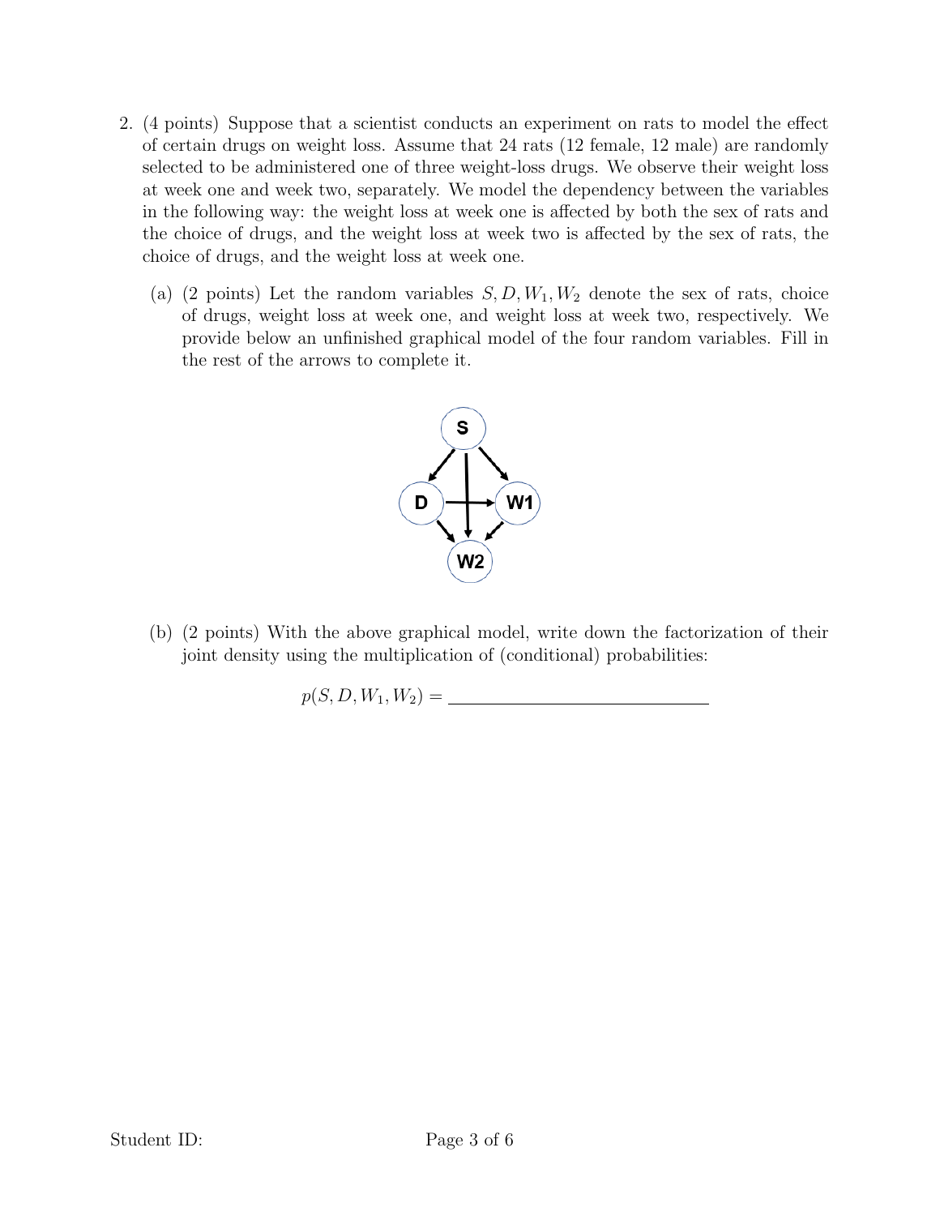2. (4 points) Suppose that a scientist conducts an experiment on rats to model the effect of certain drugs on weight loss. Assume that 24 rats (12 female, 12 male) are randomly selected to be administered one of three weight-loss drugs. We observe their weight loss at week one and week two, separately. We model the dependency between the variables in the following way: the weight loss at week one is affected by both the sex of rats and the choice of drugs, and the weight loss at week two is affected by the sex of rats, the choice of drugs, and the weight loss at week one.

   (a) (2 points) Let the random variables $S, D, W_1, W_2$ denote the sex of rats, choice of drugs, weight loss at week one, and weight loss at week two, respectively. We provide below an unfinished graphical model of the four random variables. Fill in the rest of the arrows to complete it.

   (b) (2 points) With the above graphical model, write down the factorization of their joint density using the multiplication of (conditional) probabilities:

   $$p(S, D, W_1, W_2) = \underline{\hspace{6cm}}$$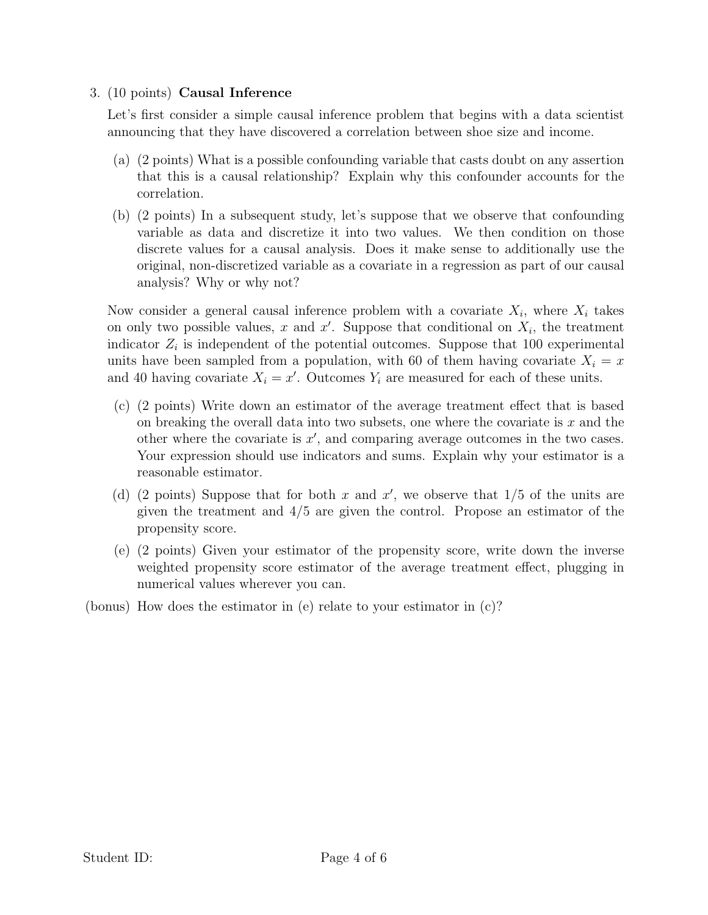3. (10 points) **Causal Inference**

   Let's first consider a simple causal inference problem that begins with a data scientist announcing that they have discovered a correlation between shoe size and income.

   (a) (2 points) What is a possible confounding variable that casts doubt on any assertion that this is a causal relationship? Explain why this confounder accounts for the correlation.

   (b) (2 points) In a subsequent study, let's suppose that we observe that confounding variable as data and discretize it into two values. We then condition on those discrete values for a causal analysis. Does it make sense to additionally use the original, non-discretized variable as a covariate in a regression as part of our causal analysis? Why or why not?

   Now consider a general causal inference problem with a covariate $X_i$, where $X_i$ takes on only two possible values, $x$ and $x'$. Suppose that conditional on $X_i$, the treatment indicator $Z_i$ is independent of the potential outcomes. Suppose that 100 experimental units have been sampled from a population, with 60 of them having covariate $X_i = x$ and 40 having covariate $X_i = x'$. Outcomes $Y_i$ are measured for each of these units.

   (c) (2 points) Write down an estimator of the average treatment effect that is based on breaking the overall data into two subsets, one where the covariate is $x$ and the other where the covariate is $x'$, and comparing average outcomes in the two cases. Your expression should use indicators and sums. Explain why your estimator is a reasonable estimator.

   (d) (2 points) Suppose that for both $x$ and $x'$, we observe that $1/5$ of the units are given the treatment and $4/5$ are given the control. Propose an estimator of the propensity score.

   (e) (2 points) Given your estimator of the propensity score, write down the inverse weighted propensity score estimator of the average treatment effect, plugging in numerical values wherever you can.

(bonus) How does the estimator in (e) relate to your estimator in (c)?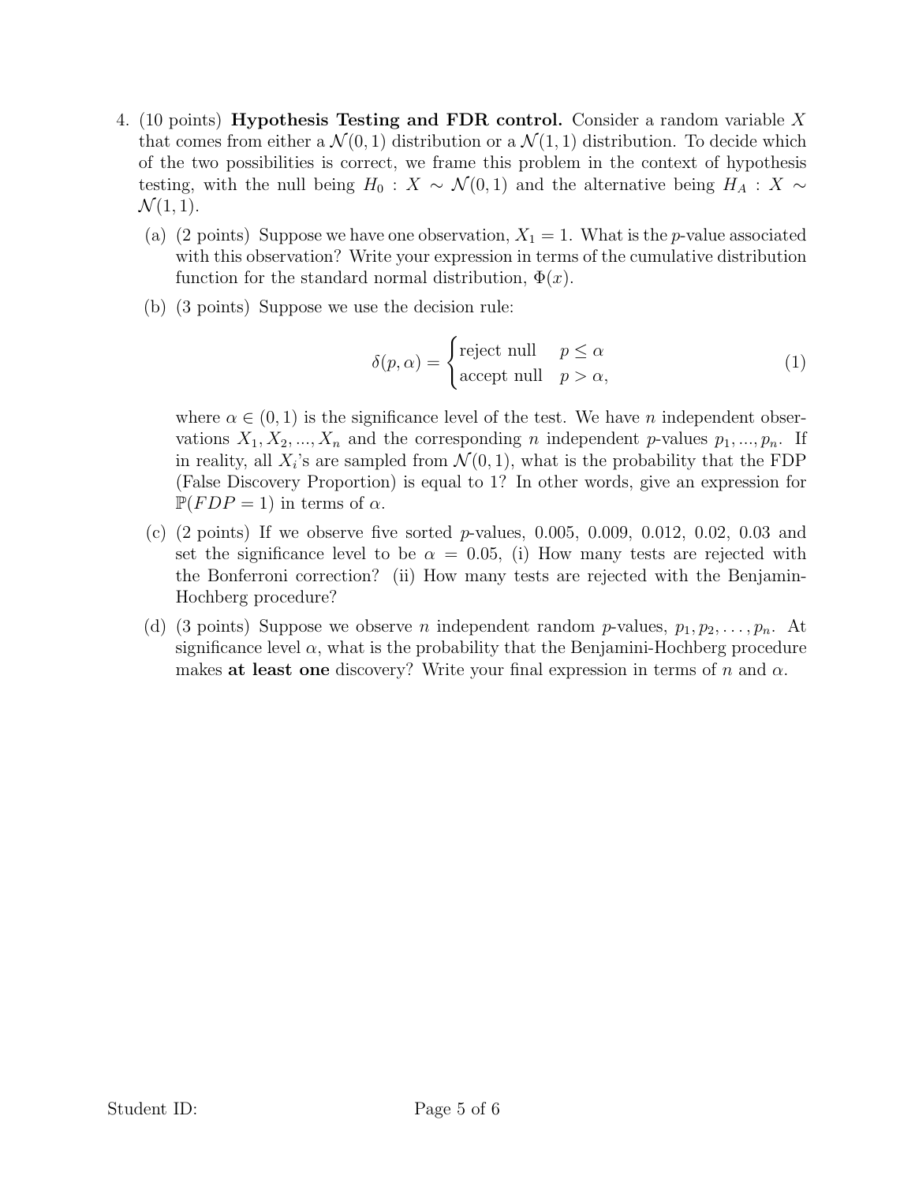4. (10 points) **Hypothesis Testing and FDR control.** Consider a random variable $X$ that comes from either a $\mathcal{N}(0, 1)$ distribution or a $\mathcal{N}(1, 1)$ distribution. To decide which of the two possibilities is correct, we frame this problem in the context of hypothesis testing, with the null being $H_0 : X \sim \mathcal{N}(0, 1)$ and the alternative being $H_A : X \sim \mathcal{N}(1, 1)$.

   (a) (2 points) Suppose we have one observation, $X_1 = 1$. What is the $p$-value associated with this observation? Write your expression in terms of the cumulative distribution function for the standard normal distribution, $\Phi(x)$.

   (b) (3 points) Suppose we use the decision rule:

   $$\delta(p, \alpha) = \begin{cases} \text{reject null} & p \leq \alpha \\ \text{accept null} & p > \alpha, \end{cases} \tag{1}$$

   where $\alpha \in (0, 1)$ is the significance level of the test. We have $n$ independent observations $X_1, X_2, ..., X_n$ and the corresponding $n$ independent $p$-values $p_1, ..., p_n$. If in reality, all $X_i$'s are sampled from $\mathcal{N}(0, 1)$, what is the probability that the FDP (False Discovery Proportion) is equal to 1? In other words, give an expression for $\mathbb{P}(FDP = 1)$ in terms of $\alpha$.

   (c) (2 points) If we observe five sorted $p$-values, 0.005, 0.009, 0.012, 0.02, 0.03 and set the significance level to be $\alpha = 0.05$, (i) How many tests are rejected with the Bonferroni correction? (ii) How many tests are rejected with the Benjamin-Hochberg procedure?

   (d) (3 points) Suppose we observe $n$ independent random $p$-values, $p_1, p_2, \ldots, p_n$. At significance level $\alpha$, what is the probability that the Benjamini-Hochberg procedure makes **at least one** discovery? Write your final expression in terms of $n$ and $\alpha$.

Student ID: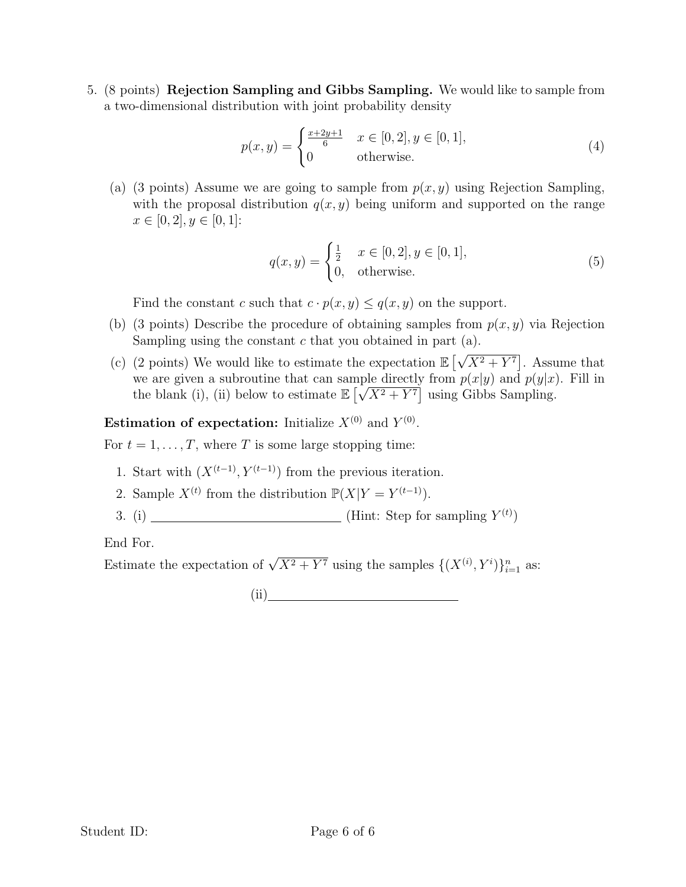5. (8 points) **Rejection Sampling and Gibbs Sampling.** We would like to sample from a two-dimensional distribution with joint probability density

$$p(x, y) = \begin{cases} \frac{x+2y+1}{6} & x \in [0, 2], y \in [0, 1], \\ 0 & \text{otherwise.} \end{cases} \tag{4}$$

(a) (3 points) Assume we are going to sample from $p(x, y)$ using Rejection Sampling, with the proposal distribution $q(x, y)$ being uniform and supported on the range $x \in [0, 2], y \in [0, 1]$:

$$q(x, y) = \begin{cases} \frac{1}{2} & x \in [0, 2], y \in [0, 1], \\ 0, & \text{otherwise.} \end{cases} \tag{5}$$

Find the constant $c$ such that $c \cdot p(x, y) \leq q(x, y)$ on the support.

(b) (3 points) Describe the procedure of obtaining samples from $p(x, y)$ via Rejection Sampling using the constant $c$ that you obtained in part (a).

(c) (2 points) We would like to estimate the expectation $\mathbb{E}\left[\sqrt{X^2 + Y^7}\right]$. Assume that we are given a subroutine that can sample directly from $p(x|y)$ and $p(y|x)$. Fill in the blank (i), (ii) below to estimate $\mathbb{E}\left[\sqrt{X^2 + Y^7}\right]$ using Gibbs Sampling.

**Estimation of expectation:** Initialize $X^{(0)}$ and $Y^{(0)}$.

For $t = 1, \ldots, T$, where $T$ is some large stopping time:

1. Start with $(X^{(t-1)}, Y^{(t-1)})$ from the previous iteration.
2. Sample $X^{(t)}$ from the distribution $\mathbb{P}(X|Y = Y^{(t-1)})$.
3. (i) \_\_\_\_\_\_\_\_\_\_\_\_\_\_\_\_\_\_\_\_\_\_\_\_\_\_\_\_ (Hint: Step for sampling $Y^{(t)}$)

End For.

Estimate the expectation of $\sqrt{X^2 + Y^7}$ using the samples $\{(X^{(i)}, Y^{i})\}_{i=1}^{n}$ as:

(ii)\_\_\_\_\_\_\_\_\_\_\_\_\_\_\_\_\_\_\_\_\_\_\_\_\_\_\_\_

Student ID: